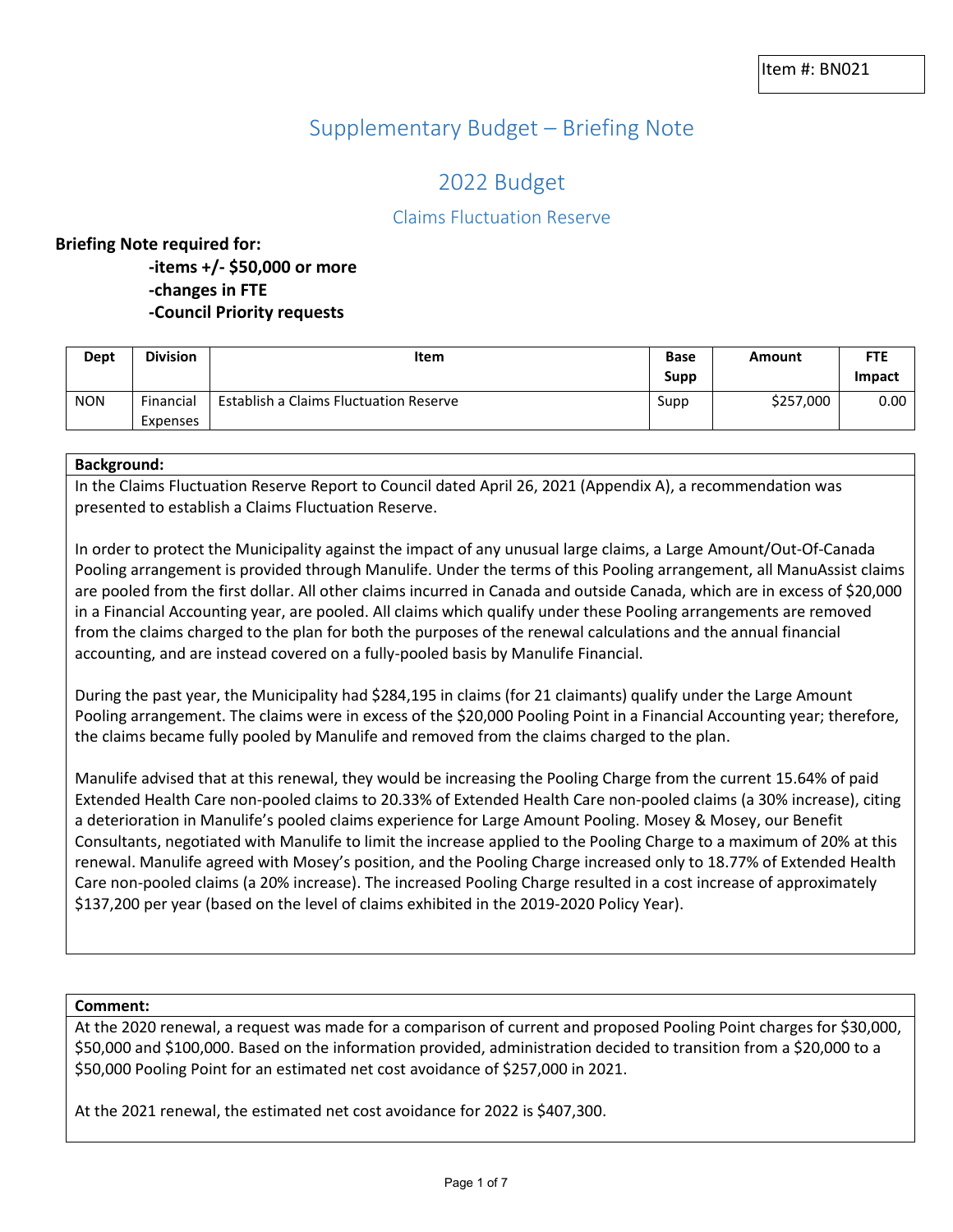Item #: BN021

# Supplementary Budget – Briefing Note

## 2022 Budget

### Claims Fluctuation Reserve

**Briefing Note required for:**

**-items +/- $50,000 or more**
**-changes in FTE**
**-Council Priority requests**

| Dept | Division | Item | Base Supp | Amount | FTE Impact |
|---|---|---|---|---|---|
| NON | Financial Expenses | Establish a Claims Fluctuation Reserve | Supp | $257,000 | 0.00 |

**Background:**

In the Claims Fluctuation Reserve Report to Council dated April 26, 2021 (Appendix A), a recommendation was presented to establish a Claims Fluctuation Reserve.

In order to protect the Municipality against the impact of any unusual large claims, a Large Amount/Out-Of-Canada Pooling arrangement is provided through Manulife. Under the terms of this Pooling arrangement, all ManuAssist claims are pooled from the first dollar. All other claims incurred in Canada and outside Canada, which are in excess of $20,000 in a Financial Accounting year, are pooled. All claims which qualify under these Pooling arrangements are removed from the claims charged to the plan for both the purposes of the renewal calculations and the annual financial accounting, and are instead covered on a fully-pooled basis by Manulife Financial.

During the past year, the Municipality had $284,195 in claims (for 21 claimants) qualify under the Large Amount Pooling arrangement. The claims were in excess of the $20,000 Pooling Point in a Financial Accounting year; therefore, the claims became fully pooled by Manulife and removed from the claims charged to the plan.

Manulife advised that at this renewal, they would be increasing the Pooling Charge from the current 15.64% of paid Extended Health Care non-pooled claims to 20.33% of Extended Health Care non-pooled claims (a 30% increase), citing a deterioration in Manulife's pooled claims experience for Large Amount Pooling. Mosey & Mosey, our Benefit Consultants, negotiated with Manulife to limit the increase applied to the Pooling Charge to a maximum of 20% at this renewal. Manulife agreed with Mosey's position, and the Pooling Charge increased only to 18.77% of Extended Health Care non-pooled claims (a 20% increase). The increased Pooling Charge resulted in a cost increase of approximately $137,200 per year (based on the level of claims exhibited in the 2019-2020 Policy Year).

**Comment:**

At the 2020 renewal, a request was made for a comparison of current and proposed Pooling Point charges for $30,000, $50,000 and $100,000. Based on the information provided, administration decided to transition from a $20,000 to a $50,000 Pooling Point for an estimated net cost avoidance of $257,000 in 2021.

At the 2021 renewal, the estimated net cost avoidance for 2022 is $407,300.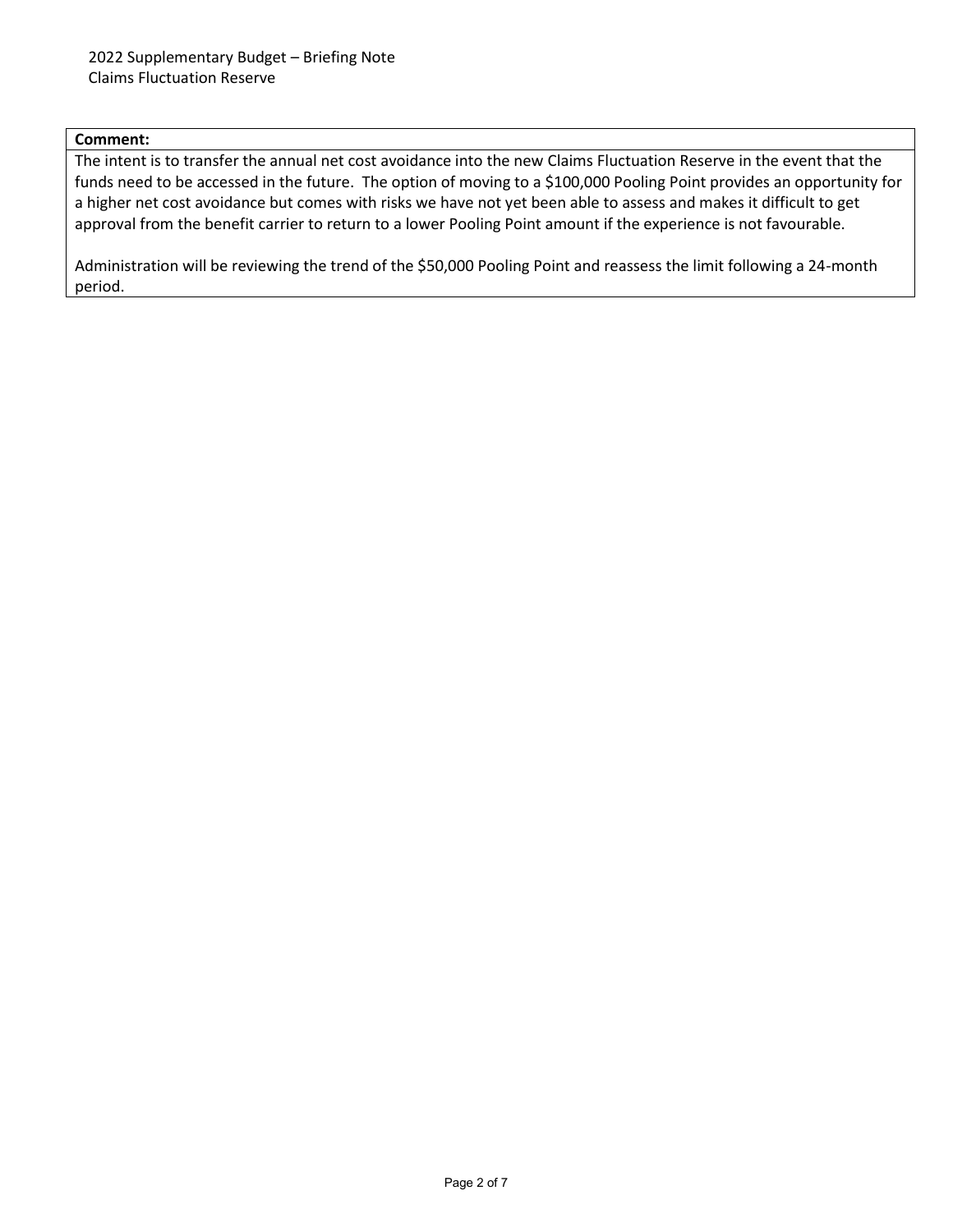**Comment:**

The intent is to transfer the annual net cost avoidance into the new Claims Fluctuation Reserve in the event that the funds need to be accessed in the future. The option of moving to a $100,000 Pooling Point provides an opportunity for a higher net cost avoidance but comes with risks we have not yet been able to assess and makes it difficult to get approval from the benefit carrier to return to a lower Pooling Point amount if the experience is not favourable.

Administration will be reviewing the trend of the $50,000 Pooling Point and reassess the limit following a 24-month period.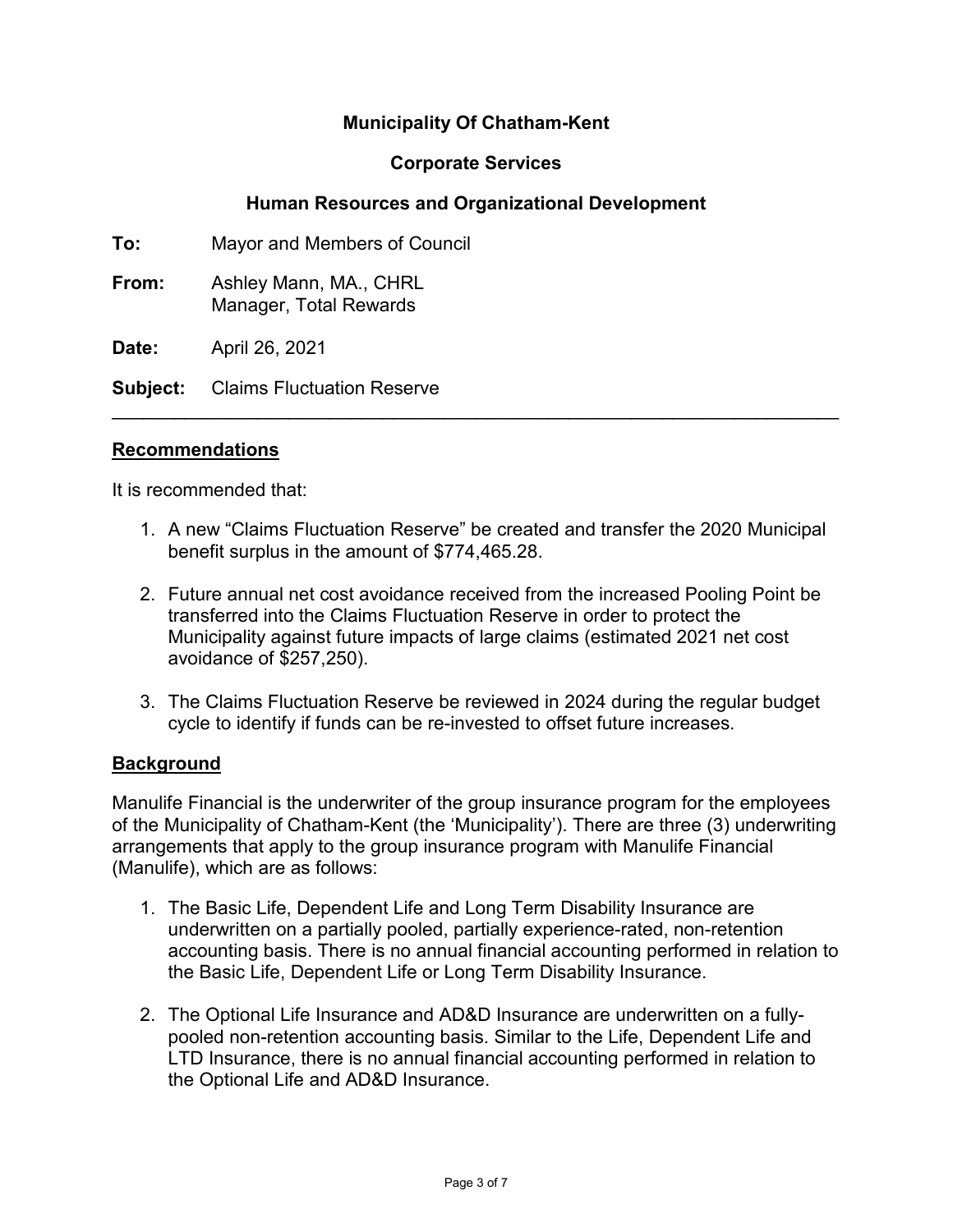**Municipality Of Chatham-Kent**

**Corporate Services**

**Human Resources and Organizational Development**

**To:** Mayor and Members of Council

**From:** Ashley Mann, MA., CHRL
Manager, Total Rewards

**Date:** April 26, 2021

**Subject:** Claims Fluctuation Reserve

---

## Recommendations

It is recommended that:

1. A new "Claims Fluctuation Reserve" be created and transfer the 2020 Municipal benefit surplus in the amount of $774,465.28.

2. Future annual net cost avoidance received from the increased Pooling Point be transferred into the Claims Fluctuation Reserve in order to protect the Municipality against future impacts of large claims (estimated 2021 net cost avoidance of $257,250).

3. The Claims Fluctuation Reserve be reviewed in 2024 during the regular budget cycle to identify if funds can be re-invested to offset future increases.

## Background

Manulife Financial is the underwriter of the group insurance program for the employees of the Municipality of Chatham-Kent (the 'Municipality'). There are three (3) underwriting arrangements that apply to the group insurance program with Manulife Financial (Manulife), which are as follows:

1. The Basic Life, Dependent Life and Long Term Disability Insurance are underwritten on a partially pooled, partially experience-rated, non-retention accounting basis. There is no annual financial accounting performed in relation to the Basic Life, Dependent Life or Long Term Disability Insurance.

2. The Optional Life Insurance and AD&D Insurance are underwritten on a fully-pooled non-retention accounting basis. Similar to the Life, Dependent Life and LTD Insurance, there is no annual financial accounting performed in relation to the Optional Life and AD&D Insurance.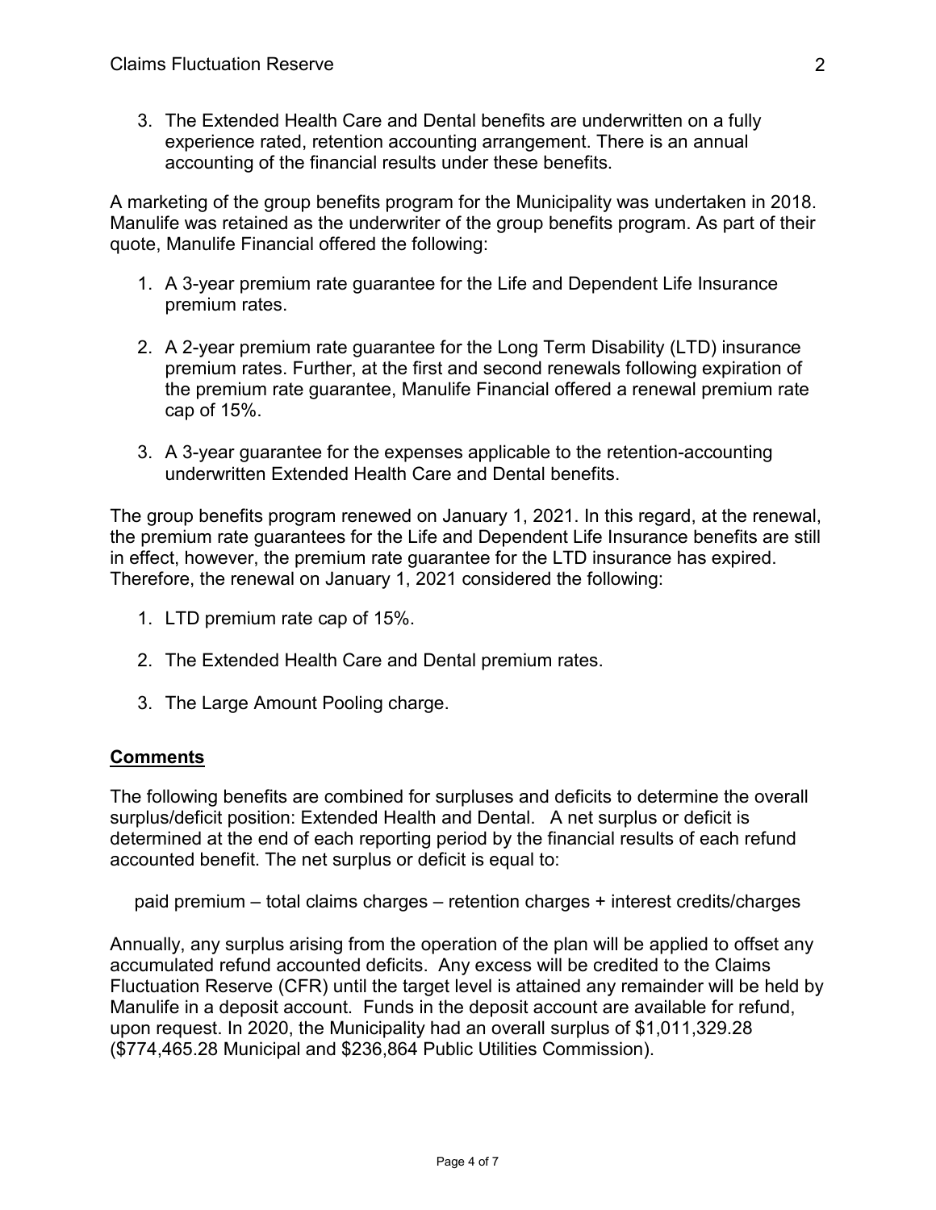3. The Extended Health Care and Dental benefits are underwritten on a fully experience rated, retention accounting arrangement. There is an annual accounting of the financial results under these benefits.

A marketing of the group benefits program for the Municipality was undertaken in 2018. Manulife was retained as the underwriter of the group benefits program. As part of their quote, Manulife Financial offered the following:

1. A 3-year premium rate guarantee for the Life and Dependent Life Insurance premium rates.

2. A 2-year premium rate guarantee for the Long Term Disability (LTD) insurance premium rates. Further, at the first and second renewals following expiration of the premium rate guarantee, Manulife Financial offered a renewal premium rate cap of 15%.

3. A 3-year guarantee for the expenses applicable to the retention-accounting underwritten Extended Health Care and Dental benefits.

The group benefits program renewed on January 1, 2021. In this regard, at the renewal, the premium rate guarantees for the Life and Dependent Life Insurance benefits are still in effect, however, the premium rate guarantee for the LTD insurance has expired. Therefore, the renewal on January 1, 2021 considered the following:

1. LTD premium rate cap of 15%.

2. The Extended Health Care and Dental premium rates.

3. The Large Amount Pooling charge.

## **Comments**

The following benefits are combined for surpluses and deficits to determine the overall surplus/deficit position: Extended Health and Dental. A net surplus or deficit is determined at the end of each reporting period by the financial results of each refund accounted benefit. The net surplus or deficit is equal to:

paid premium – total claims charges – retention charges + interest credits/charges

Annually, any surplus arising from the operation of the plan will be applied to offset any accumulated refund accounted deficits. Any excess will be credited to the Claims Fluctuation Reserve (CFR) until the target level is attained any remainder will be held by Manulife in a deposit account. Funds in the deposit account are available for refund, upon request. In 2020, the Municipality had an overall surplus of $1,011,329.28 ($774,465.28 Municipal and $236,864 Public Utilities Commission).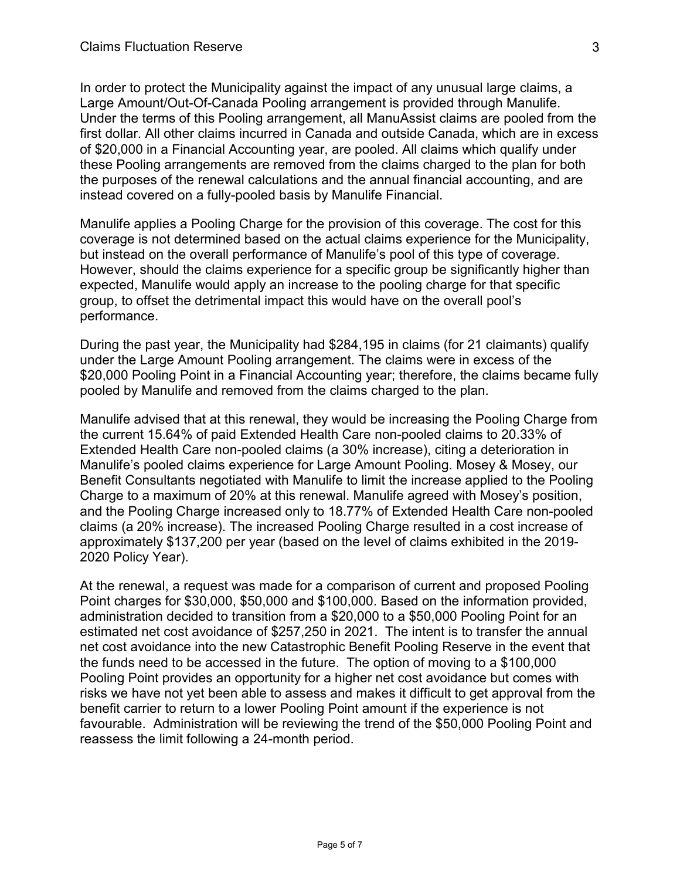In order to protect the Municipality against the impact of any unusual large claims, a Large Amount/Out-Of-Canada Pooling arrangement is provided through Manulife. Under the terms of this Pooling arrangement, all ManuAssist claims are pooled from the first dollar. All other claims incurred in Canada and outside Canada, which are in excess of $20,000 in a Financial Accounting year, are pooled. All claims which qualify under these Pooling arrangements are removed from the claims charged to the plan for both the purposes of the renewal calculations and the annual financial accounting, and are instead covered on a fully-pooled basis by Manulife Financial.

Manulife applies a Pooling Charge for the provision of this coverage. The cost for this coverage is not determined based on the actual claims experience for the Municipality, but instead on the overall performance of Manulife's pool of this type of coverage. However, should the claims experience for a specific group be significantly higher than expected, Manulife would apply an increase to the pooling charge for that specific group, to offset the detrimental impact this would have on the overall pool's performance.

During the past year, the Municipality had $284,195 in claims (for 21 claimants) qualify under the Large Amount Pooling arrangement. The claims were in excess of the $20,000 Pooling Point in a Financial Accounting year; therefore, the claims became fully pooled by Manulife and removed from the claims charged to the plan.

Manulife advised that at this renewal, they would be increasing the Pooling Charge from the current 15.64% of paid Extended Health Care non-pooled claims to 20.33% of Extended Health Care non-pooled claims (a 30% increase), citing a deterioration in Manulife's pooled claims experience for Large Amount Pooling. Mosey & Mosey, our Benefit Consultants negotiated with Manulife to limit the increase applied to the Pooling Charge to a maximum of 20% at this renewal. Manulife agreed with Mosey's position, and the Pooling Charge increased only to 18.77% of Extended Health Care non-pooled claims (a 20% increase). The increased Pooling Charge resulted in a cost increase of approximately $137,200 per year (based on the level of claims exhibited in the 2019-2020 Policy Year).

At the renewal, a request was made for a comparison of current and proposed Pooling Point charges for $30,000, $50,000 and $100,000. Based on the information provided, administration decided to transition from a $20,000 to a $50,000 Pooling Point for an estimated net cost avoidance of $257,250 in 2021. The intent is to transfer the annual net cost avoidance into the new Catastrophic Benefit Pooling Reserve in the event that the funds need to be accessed in the future. The option of moving to a $100,000 Pooling Point provides an opportunity for a higher net cost avoidance but comes with risks we have not yet been able to assess and makes it difficult to get approval from the benefit carrier to return to a lower Pooling Point amount if the experience is not favourable. Administration will be reviewing the trend of the $50,000 Pooling Point and reassess the limit following a 24-month period.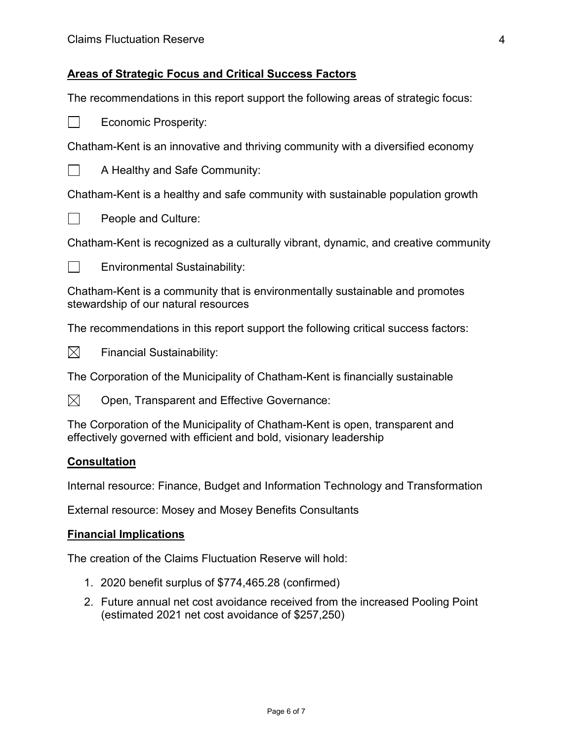## Areas of Strategic Focus and Critical Success Factors

The recommendations in this report support the following areas of strategic focus:

☐ Economic Prosperity:

Chatham-Kent is an innovative and thriving community with a diversified economy

☐ A Healthy and Safe Community:

Chatham-Kent is a healthy and safe community with sustainable population growth

☐ People and Culture:

Chatham-Kent is recognized as a culturally vibrant, dynamic, and creative community

☐ Environmental Sustainability:

Chatham-Kent is a community that is environmentally sustainable and promotes stewardship of our natural resources

The recommendations in this report support the following critical success factors:

☒ Financial Sustainability:

The Corporation of the Municipality of Chatham-Kent is financially sustainable

☒ Open, Transparent and Effective Governance:

The Corporation of the Municipality of Chatham-Kent is open, transparent and effectively governed with efficient and bold, visionary leadership

## Consultation

Internal resource: Finance, Budget and Information Technology and Transformation

External resource: Mosey and Mosey Benefits Consultants

## Financial Implications

The creation of the Claims Fluctuation Reserve will hold:

1. 2020 benefit surplus of $774,465.28 (confirmed)
2. Future annual net cost avoidance received from the increased Pooling Point (estimated 2021 net cost avoidance of $257,250)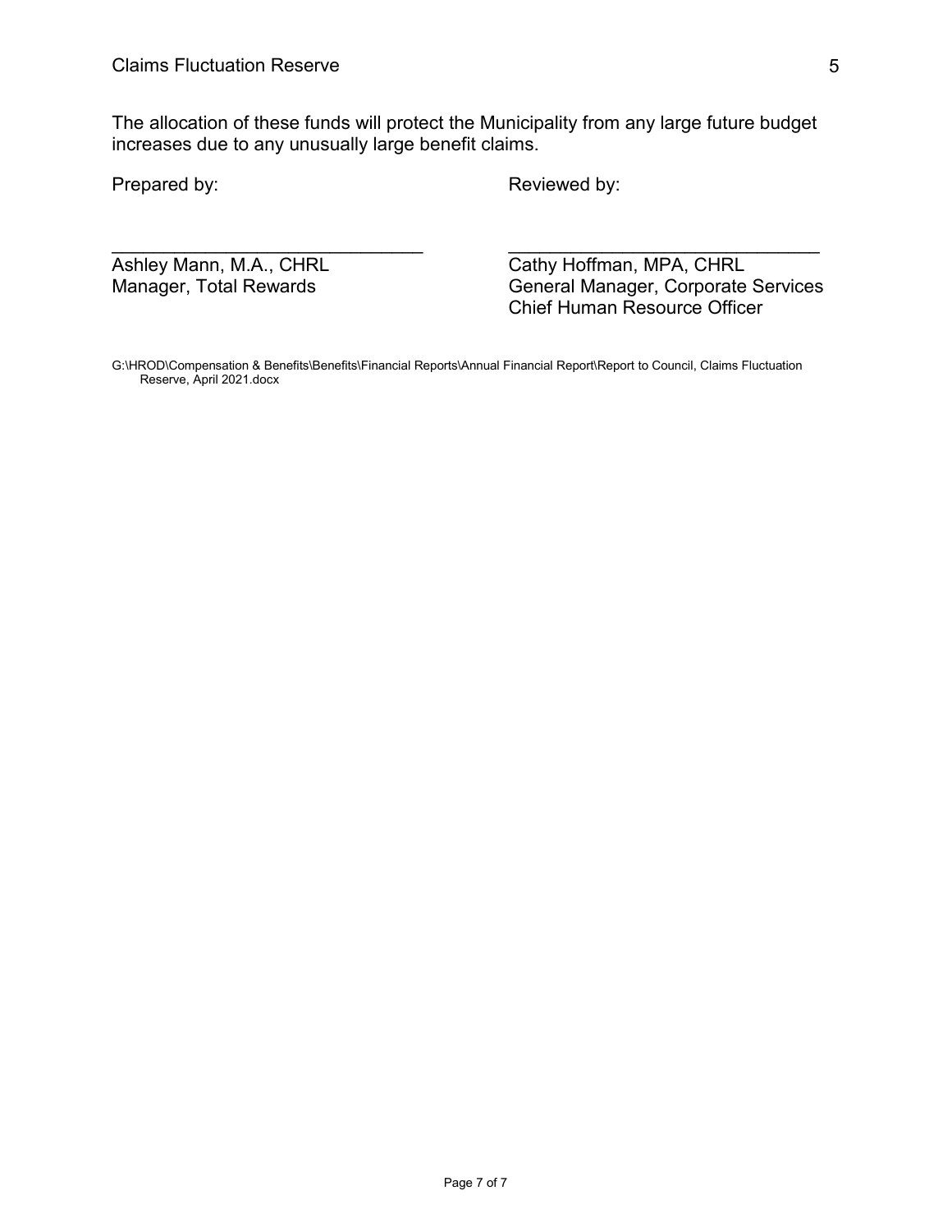The allocation of these funds will protect the Municipality from any large future budget increases due to any unusually large benefit claims.

Prepared by:

\_\_\_\_\_\_\_\_\_\_\_\_\_\_\_\_\_\_\_\_\_\_\_\_\_\_\_\_\_\_\_
Ashley Mann, M.A., CHRL
Manager, Total Rewards

Reviewed by:

\_\_\_\_\_\_\_\_\_\_\_\_\_\_\_\_\_\_\_\_\_\_\_\_\_\_\_\_\_\_\_
Cathy Hoffman, MPA, CHRL
General Manager, Corporate Services
Chief Human Resource Officer

G:\HROD\Compensation & Benefits\Benefits\Financial Reports\Annual Financial Report\Report to Council, Claims Fluctuation Reserve, April 2021.docx